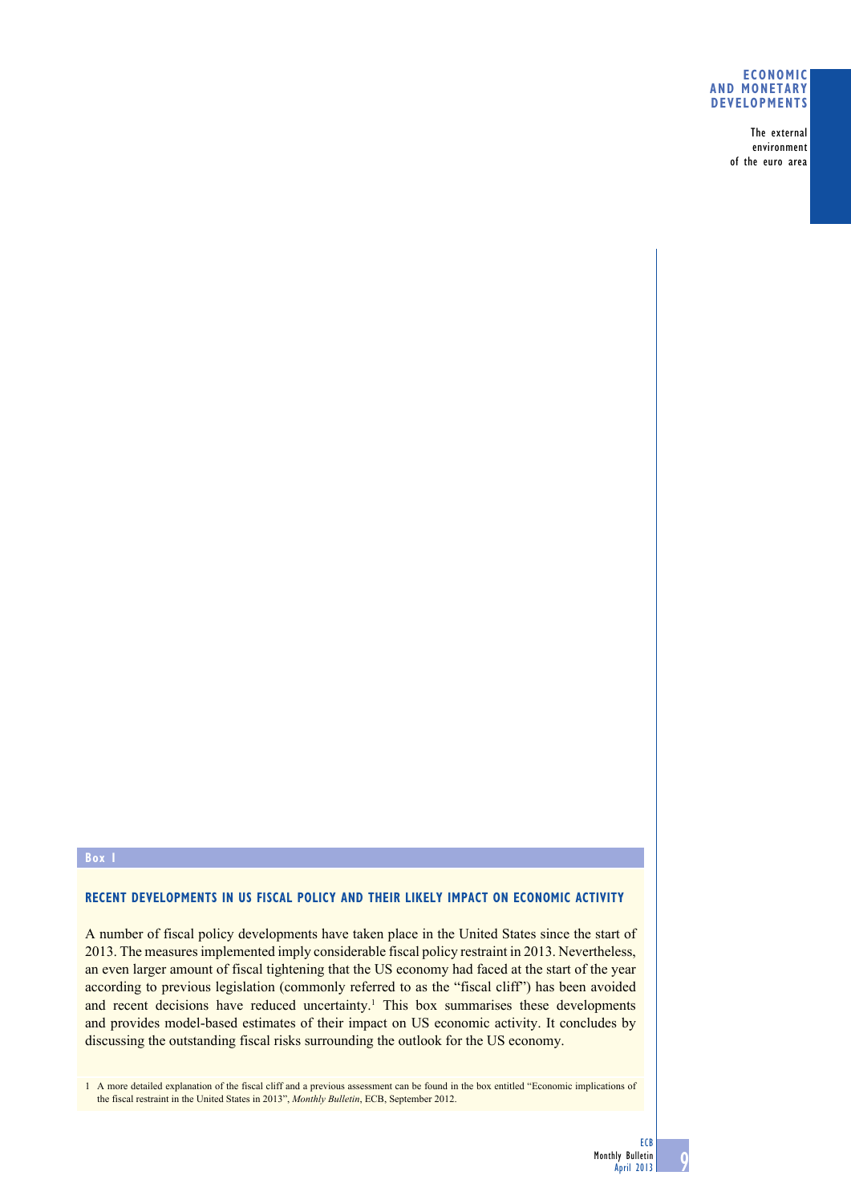Box 1

## RECENT DEVELOPMENTS IN US FISCAL POLICY AND THEIR LIKELY IMPACT ON ECONOMIC ACTIVITY

A number of fiscal policy developments have taken place in the United States since the start of 2013. The measures implemented imply considerable fiscal policy restraint in 2013. Nevertheless, an even larger amount of fiscal tightening that the US economy had faced at the start of the year according to previous legislation (commonly referred to as the "fiscal cliff") has been avoided and recent decisions have reduced uncertainty.[1] This box summarises these developments and provides model-based estimates of their impact on US economic activity. It concludes by discussing the outstanding fiscal risks surrounding the outlook for the US economy.

1 A more detailed explanation of the fiscal cliff and a previous assessment can be found in the box entitled "Economic implications of the fiscal restraint in the United States in 2013", *Monthly Bulletin*, ECB, September 2012.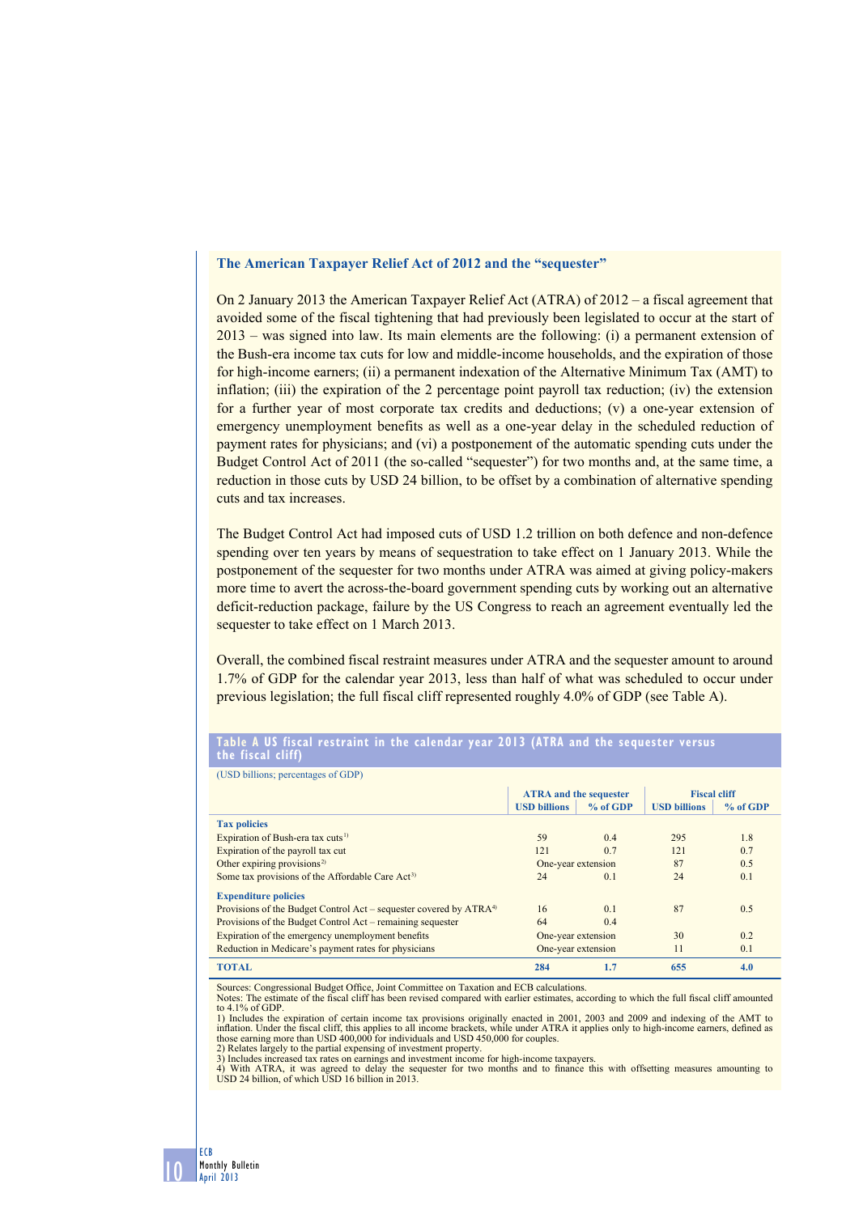### The American Taxpayer Relief Act of 2012 and the "sequester"

On 2 January 2013 the American Taxpayer Relief Act (ATRA) of 2012 – a fiscal agreement that avoided some of the fiscal tightening that had previously been legislated to occur at the start of 2013 – was signed into law. Its main elements are the following: (i) a permanent extension of the Bush-era income tax cuts for low and middle-income households, and the expiration of those for high-income earners; (ii) a permanent indexation of the Alternative Minimum Tax (AMT) to inflation; (iii) the expiration of the 2 percentage point payroll tax reduction; (iv) the extension for a further year of most corporate tax credits and deductions; (v) a one-year extension of emergency unemployment benefits as well as a one-year delay in the scheduled reduction of payment rates for physicians; and (vi) a postponement of the automatic spending cuts under the Budget Control Act of 2011 (the so-called "sequester") for two months and, at the same time, a reduction in those cuts by USD 24 billion, to be offset by a combination of alternative spending cuts and tax increases.

The Budget Control Act had imposed cuts of USD 1.2 trillion on both defence and non-defence spending over ten years by means of sequestration to take effect on 1 January 2013. While the postponement of the sequester for two months under ATRA was aimed at giving policy-makers more time to avert the across-the-board government spending cuts by working out an alternative deficit-reduction package, failure by the US Congress to reach an agreement eventually led the sequester to take effect on 1 March 2013.

Overall, the combined fiscal restraint measures under ATRA and the sequester amount to around 1.7% of GDP for the calendar year 2013, less than half of what was scheduled to occur under previous legislation; the full fiscal cliff represented roughly 4.0% of GDP (see Table A).

**Table A US fiscal restraint in the calendar year 2013 (ATRA and the sequester versus the fiscal cliff)**

(USD billions; percentages of GDP)

| | ATRA and the sequester | | Fiscal cliff | |
|---|---|---|---|---|
| | USD billions | % of GDP | USD billions | % of GDP |
| **Tax policies** | | | | |
| Expiration of Bush-era tax cuts[1] | 59 | 0.4 | 295 | 1.8 |
| Expiration of the payroll tax cut | 121 | 0.7 | 121 | 0.7 |
| Other expiring provisions[2] | One-year extension | | 87 | 0.5 |
| Some tax provisions of the Affordable Care Act[3] | 24 | 0.1 | 24 | 0.1 |
| **Expenditure policies** | | | | |
| Provisions of the Budget Control Act – sequester covered by ATRA[4] | 16 | 0.1 | 87 | 0.5 |
| Provisions of the Budget Control Act – remaining sequester | 64 | 0.4 | | |
| Expiration of the emergency unemployment benefits | One-year extension | | 30 | 0.2 |
| Reduction in Medicare's payment rates for physicians | One-year extension | | 11 | 0.1 |
| **TOTAL** | **284** | **1.7** | **655** | **4.0** |

Sources: Congressional Budget Office, Joint Committee on Taxation and ECB calculations.
Notes: The estimate of the fiscal cliff has been revised compared with earlier estimates, according to which the full fiscal cliff amounted to 4.1% of GDP.
1) Includes the expiration of certain income tax provisions originally enacted in 2001, 2003 and 2009 and indexing of the AMT to inflation. Under the fiscal cliff, this applies to all income brackets, while under ATRA it applies only to high-income earners, defined as those earning more than USD 400,000 for individuals and USD 450,000 for couples.
2) Relates largely to the partial expensing of investment property.
3) Includes increased tax rates on earnings and investment income for high-income taxpayers.
4) With ATRA, it was agreed to delay the sequester for two months and to finance this with offsetting measures amounting to USD 24 billion, of which USD 16 billion in 2013.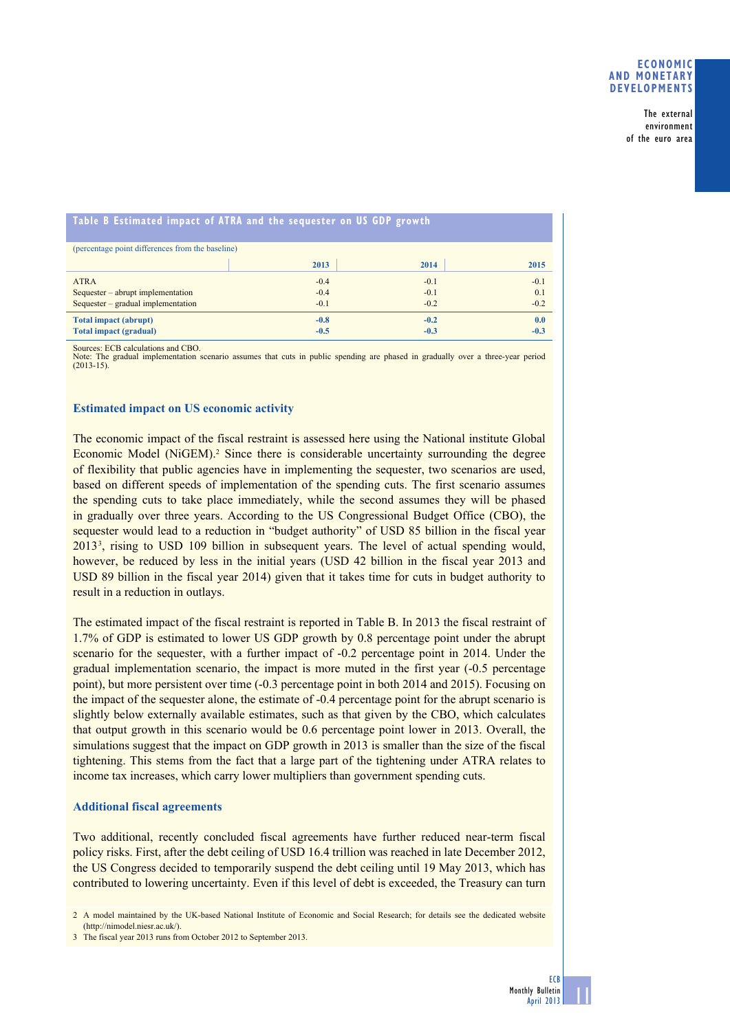**Table B Estimated impact of ATRA and the sequester on US GDP growth**

(percentage point differences from the baseline)

| | 2013 | 2014 | 2015 |
|---|---|---|---|
| ATRA | -0.4 | -0.1 | -0.1 |
| Sequester – abrupt implementation | -0.4 | -0.1 | 0.1 |
| Sequester – gradual implementation | -0.1 | -0.2 | -0.2 |
| **Total impact (abrupt)** | **-0.8** | **-0.2** | **0.0** |
| **Total impact (gradual)** | **-0.5** | **-0.3** | **-0.3** |

Sources: ECB calculations and CBO.
Note: The gradual implementation scenario assumes that cuts in public spending are phased in gradually over a three-year period (2013-15).

### Estimated impact on US economic activity

The economic impact of the fiscal restraint is assessed here using the National institute Global Economic Model (NiGEM).[2] Since there is considerable uncertainty surrounding the degree of flexibility that public agencies have in implementing the sequester, two scenarios are used, based on different speeds of implementation of the spending cuts. The first scenario assumes the spending cuts to take place immediately, while the second assumes they will be phased in gradually over three years. According to the US Congressional Budget Office (CBO), the sequester would lead to a reduction in "budget authority" of USD 85 billion in the fiscal year 2013[3], rising to USD 109 billion in subsequent years. The level of actual spending would, however, be reduced by less in the initial years (USD 42 billion in the fiscal year 2013 and USD 89 billion in the fiscal year 2014) given that it takes time for cuts in budget authority to result in a reduction in outlays.

The estimated impact of the fiscal restraint is reported in Table B. In 2013 the fiscal restraint of 1.7% of GDP is estimated to lower US GDP growth by 0.8 percentage point under the abrupt scenario for the sequester, with a further impact of -0.2 percentage point in 2014. Under the gradual implementation scenario, the impact is more muted in the first year (-0.5 percentage point), but more persistent over time (-0.3 percentage point in both 2014 and 2015). Focusing on the impact of the sequester alone, the estimate of -0.4 percentage point for the abrupt scenario is slightly below externally available estimates, such as that given by the CBO, which calculates that output growth in this scenario would be 0.6 percentage point lower in 2013. Overall, the simulations suggest that the impact on GDP growth in 2013 is smaller than the size of the fiscal tightening. This stems from the fact that a large part of the tightening under ATRA relates to income tax increases, which carry lower multipliers than government spending cuts.

### Additional fiscal agreements

Two additional, recently concluded fiscal agreements have further reduced near-term fiscal policy risks. First, after the debt ceiling of USD 16.4 trillion was reached in late December 2012, the US Congress decided to temporarily suspend the debt ceiling until 19 May 2013, which has contributed to lowering uncertainty. Even if this level of debt is exceeded, the Treasury can turn

2 A model maintained by the UK-based National Institute of Economic and Social Research; for details see the dedicated website (http://nimodel.niesr.ac.uk/).

3 The fiscal year 2013 runs from October 2012 to September 2013.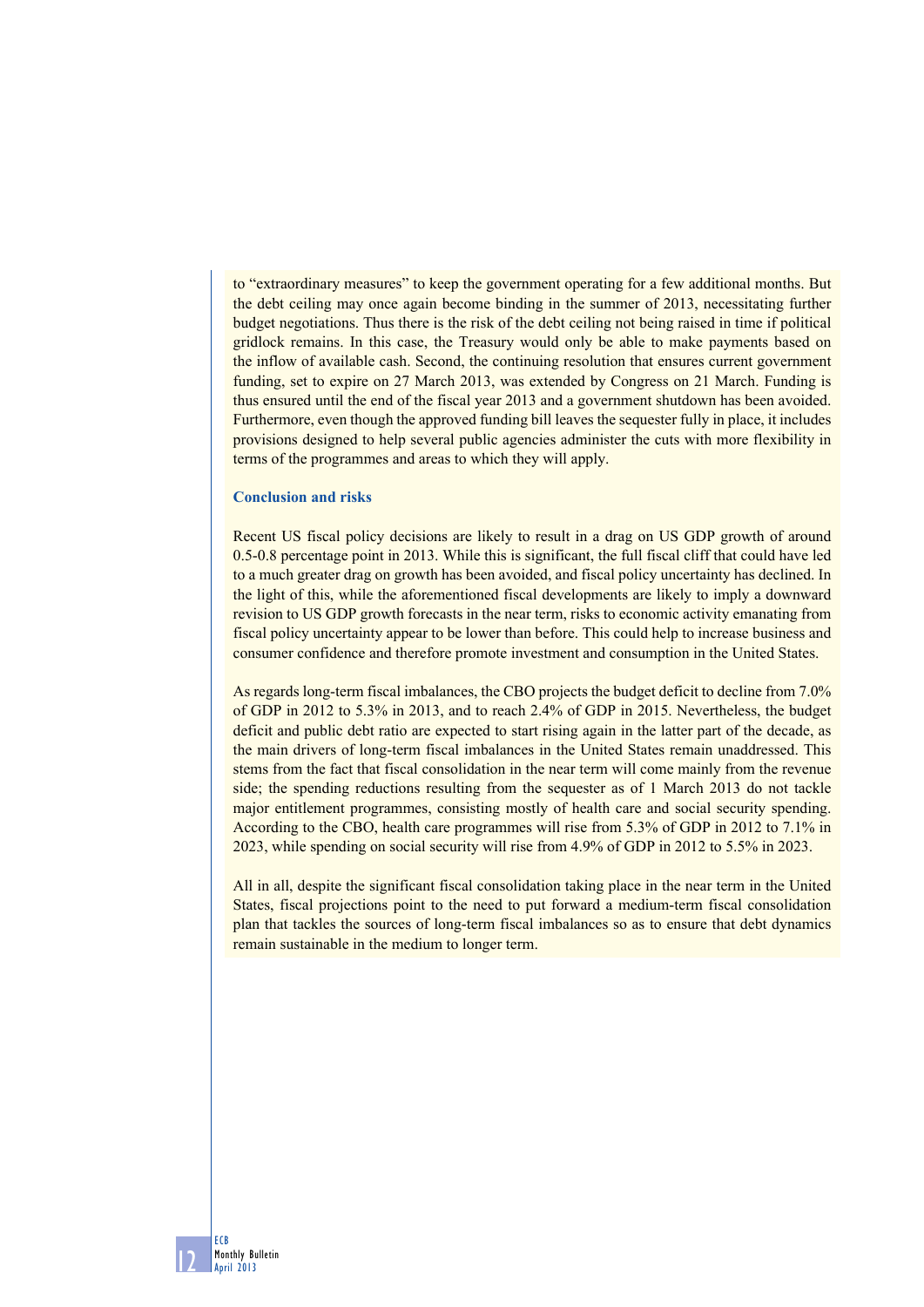to "extraordinary measures" to keep the government operating for a few additional months. But the debt ceiling may once again become binding in the summer of 2013, necessitating further budget negotiations. Thus there is the risk of the debt ceiling not being raised in time if political gridlock remains. In this case, the Treasury would only be able to make payments based on the inflow of available cash. Second, the continuing resolution that ensures current government funding, set to expire on 27 March 2013, was extended by Congress on 21 March. Funding is thus ensured until the end of the fiscal year 2013 and a government shutdown has been avoided. Furthermore, even though the approved funding bill leaves the sequester fully in place, it includes provisions designed to help several public agencies administer the cuts with more flexibility in terms of the programmes and areas to which they will apply.

### Conclusion and risks

Recent US fiscal policy decisions are likely to result in a drag on US GDP growth of around 0.5-0.8 percentage point in 2013. While this is significant, the full fiscal cliff that could have led to a much greater drag on growth has been avoided, and fiscal policy uncertainty has declined. In the light of this, while the aforementioned fiscal developments are likely to imply a downward revision to US GDP growth forecasts in the near term, risks to economic activity emanating from fiscal policy uncertainty appear to be lower than before. This could help to increase business and consumer confidence and therefore promote investment and consumption in the United States.

As regards long-term fiscal imbalances, the CBO projects the budget deficit to decline from 7.0% of GDP in 2012 to 5.3% in 2013, and to reach 2.4% of GDP in 2015. Nevertheless, the budget deficit and public debt ratio are expected to start rising again in the latter part of the decade, as the main drivers of long-term fiscal imbalances in the United States remain unaddressed. This stems from the fact that fiscal consolidation in the near term will come mainly from the revenue side; the spending reductions resulting from the sequester as of 1 March 2013 do not tackle major entitlement programmes, consisting mostly of health care and social security spending. According to the CBO, health care programmes will rise from 5.3% of GDP in 2012 to 7.1% in 2023, while spending on social security will rise from 4.9% of GDP in 2012 to 5.5% in 2023.

All in all, despite the significant fiscal consolidation taking place in the near term in the United States, fiscal projections point to the need to put forward a medium-term fiscal consolidation plan that tackles the sources of long-term fiscal imbalances so as to ensure that debt dynamics remain sustainable in the medium to longer term.